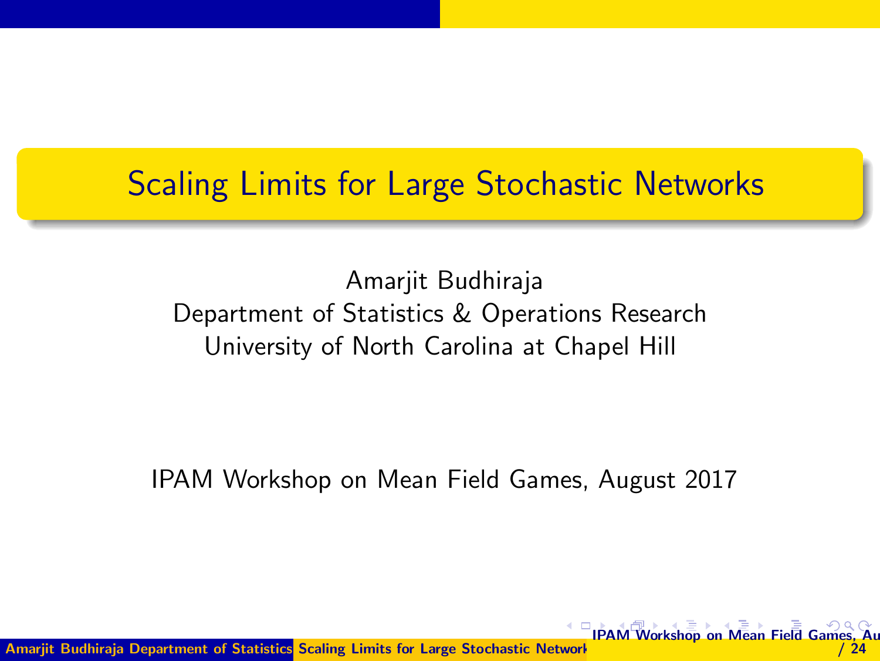# Scaling Limits for Large Stochastic Networks

Amarjit Budhiraja
Department of Statistics & Operations Research
University of North Carolina at Chapel Hill

IPAM Workshop on Mean Field Games, August 2017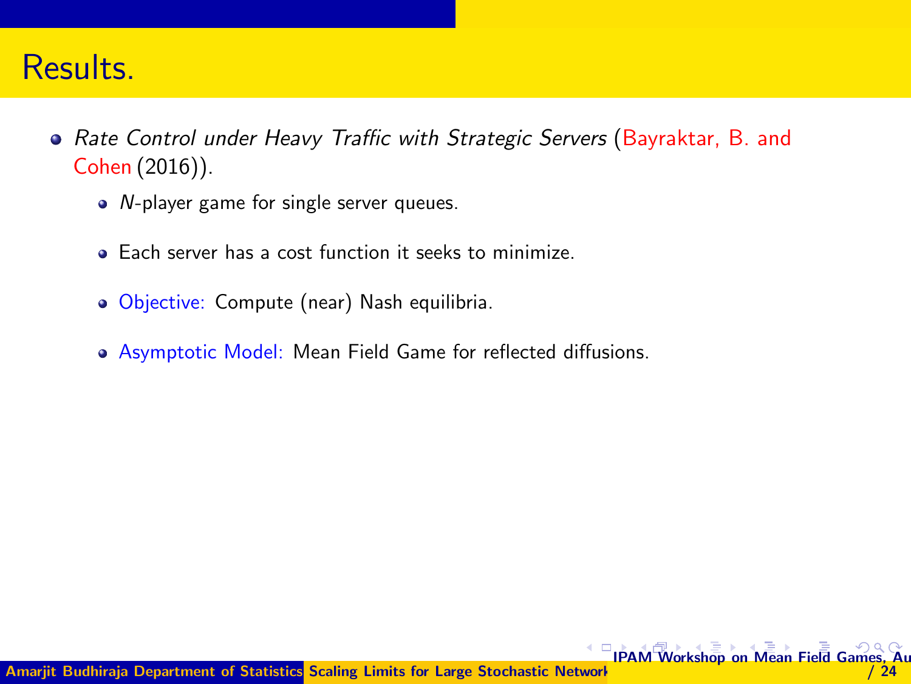# Results.

- *Rate Control under Heavy Traffic with Strategic Servers* (Bayraktar, B. and Cohen (2016)).
  - $N$-player game for single server queues.
  - Each server has a cost function it seeks to minimize.
  - Objective: Compute (near) Nash equilibria.
  - Asymptotic Model: Mean Field Game for reflected diffusions.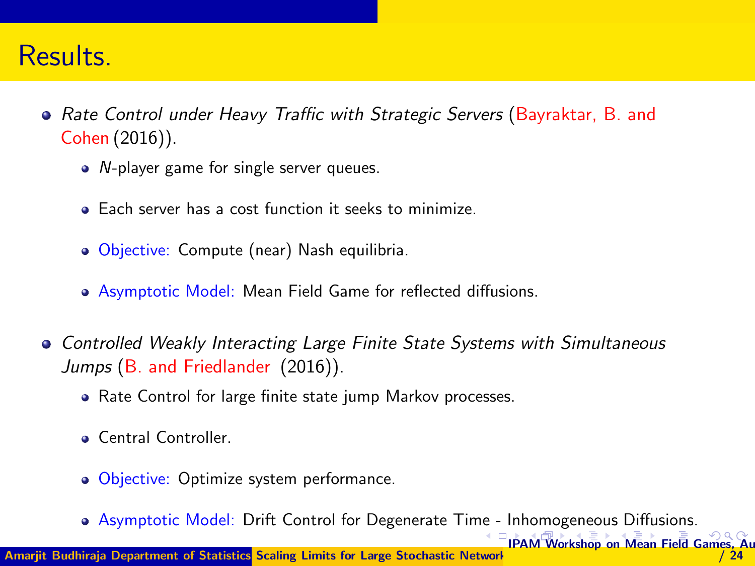# Results.

- *Rate Control under Heavy Traffic with Strategic Servers* (Bayraktar, B. and Cohen (2016)).
  - $N$-player game for single server queues.
  - Each server has a cost function it seeks to minimize.
  - Objective: Compute (near) Nash equilibria.
  - Asymptotic Model: Mean Field Game for reflected diffusions.
- *Controlled Weakly Interacting Large Finite State Systems with Simultaneous Jumps* (B. and Friedlander (2016)).
  - Rate Control for large finite state jump Markov processes.
  - Central Controller.
  - Objective: Optimize system performance.
  - Asymptotic Model: Drift Control for Degenerate Time - Inhomogeneous Diffusions.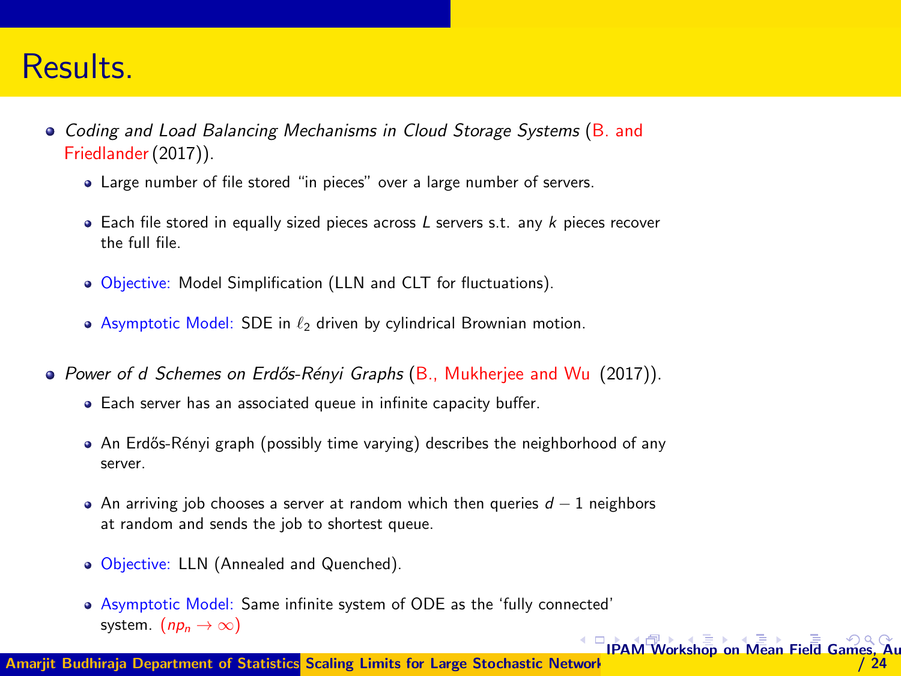# Results.

- *Coding and Load Balancing Mechanisms in Cloud Storage Systems* (B. and Friedlander (2017)).
  - Large number of file stored "in pieces" over a large number of servers.
  - Each file stored in equally sized pieces across $L$ servers s.t. any $k$ pieces recover the full file.
  - Objective: Model Simplification (LLN and CLT for fluctuations).
  - Asymptotic Model: SDE in $\ell_2$ driven by cylindrical Brownian motion.
- *Power of d Schemes on Erdős-Rényi Graphs* (B., Mukherjee and Wu (2017)).
  - Each server has an associated queue in infinite capacity buffer.
  - An Erdős-Rényi graph (possibly time varying) describes the neighborhood of any server.
  - An arriving job chooses a server at random which then queries $d-1$ neighbors at random and sends the job to shortest queue.
  - Objective: LLN (Annealed and Quenched).
  - Asymptotic Model: Same infinite system of ODE as the 'fully connected' system. ($np_n \to \infty$)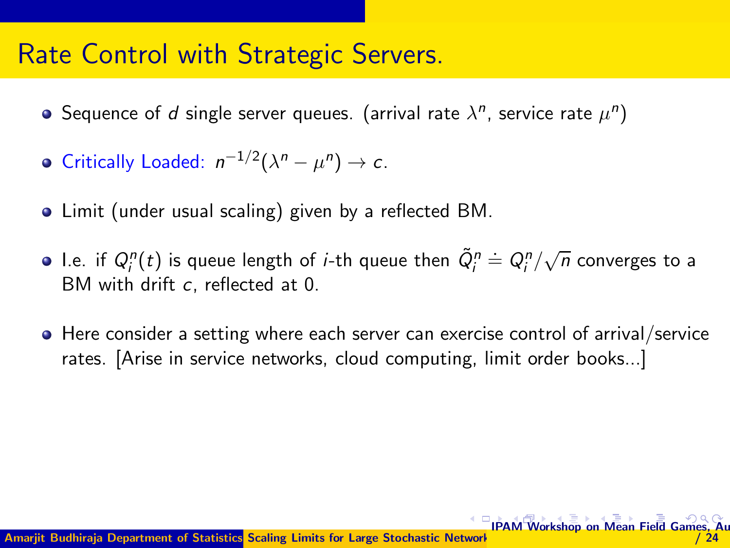# Rate Control with Strategic Servers.

- Sequence of $d$ single server queues. (arrival rate $\lambda^n$, service rate $\mu^n$)
- Critically Loaded: $n^{-1/2}(\lambda^n - \mu^n) \to c$.
- Limit (under usual scaling) given by a reflected BM.
- I.e. if $Q_i^n(t)$ is queue length of $i$-th queue then $\tilde{Q}_i^n \doteq Q_i^n/\sqrt{n}$ converges to a BM with drift $c$, reflected at 0.
- Here consider a setting where each server can exercise control of arrival/service rates. [Arise in service networks, cloud computing, limit order books...]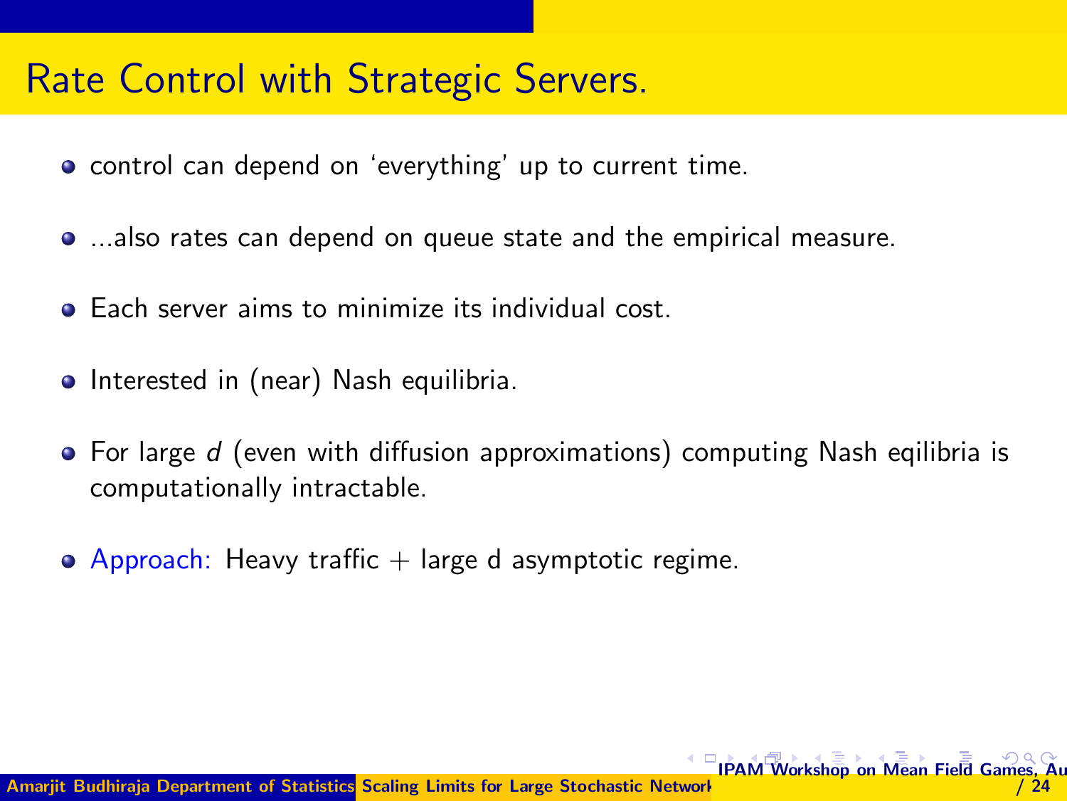# Rate Control with Strategic Servers.

- control can depend on 'everything' up to current time.
- ...also rates can depend on queue state and the empirical measure.
- Each server aims to minimize its individual cost.
- Interested in (near) Nash equilibria.
- For large $d$ (even with diffusion approximations) computing Nash eqilibria is computationally intractable.
- Approach: Heavy traffic + large d asymptotic regime.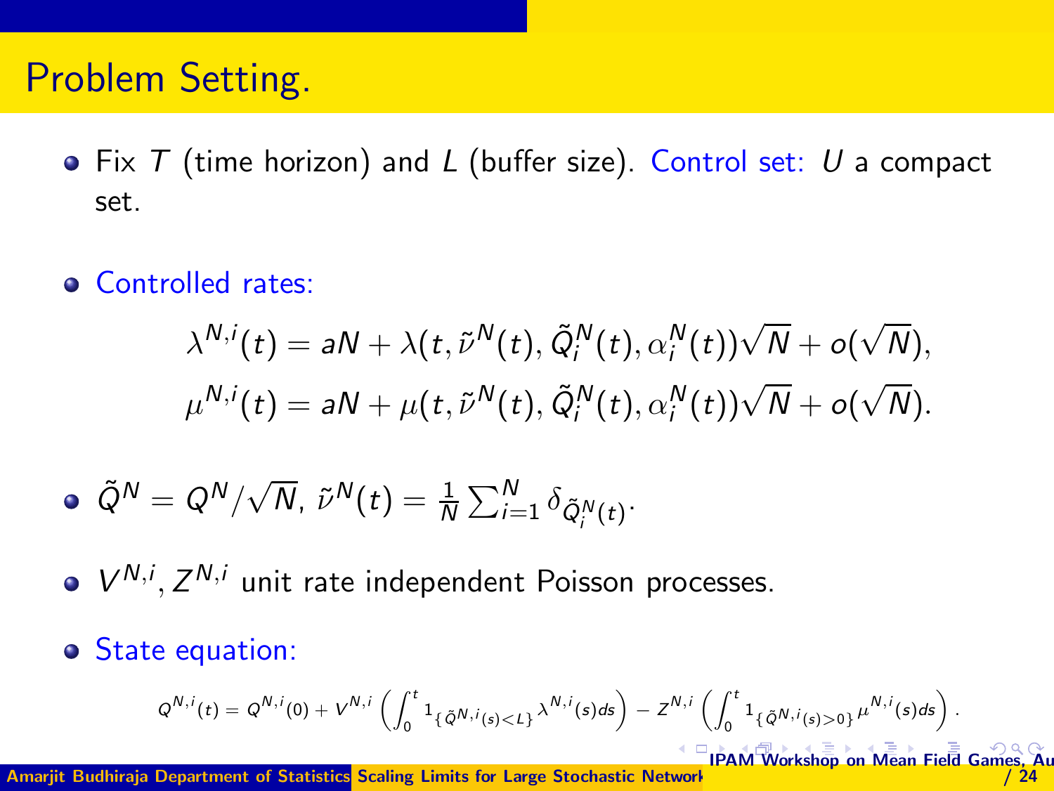# Problem Setting.

- Fix $T$ (time horizon) and $L$ (buffer size). Control set: $U$ a compact set.

- Controlled rates:

$$\lambda^{N,i}(t) = aN + \lambda(t, \tilde{\nu}^N(t), \tilde{Q}_i^N(t), \alpha_i^N(t))\sqrt{N} + o(\sqrt{N}),$$

$$\mu^{N,i}(t) = aN + \mu(t, \tilde{\nu}^N(t), \tilde{Q}_i^N(t), \alpha_i^N(t))\sqrt{N} + o(\sqrt{N}).$$

- $\tilde{Q}^N = Q^N/\sqrt{N}$, $\tilde{\nu}^N(t) = \frac{1}{N}\sum_{i=1}^N \delta_{\tilde{Q}_i^N(t)}$.

- $V^{N,i}, Z^{N,i}$ unit rate independent Poisson processes.

- State equation:

$$Q^{N,i}(t) = Q^{N,i}(0) + V^{N,i}\left(\int_0^t 1_{\{\tilde{Q}^{N,i}(s)<L\}}\lambda^{N,i}(s)ds\right) - Z^{N,i}\left(\int_0^t 1_{\{\tilde{Q}^{N,i}(s)>0\}}\mu^{N,i}(s)ds\right).$$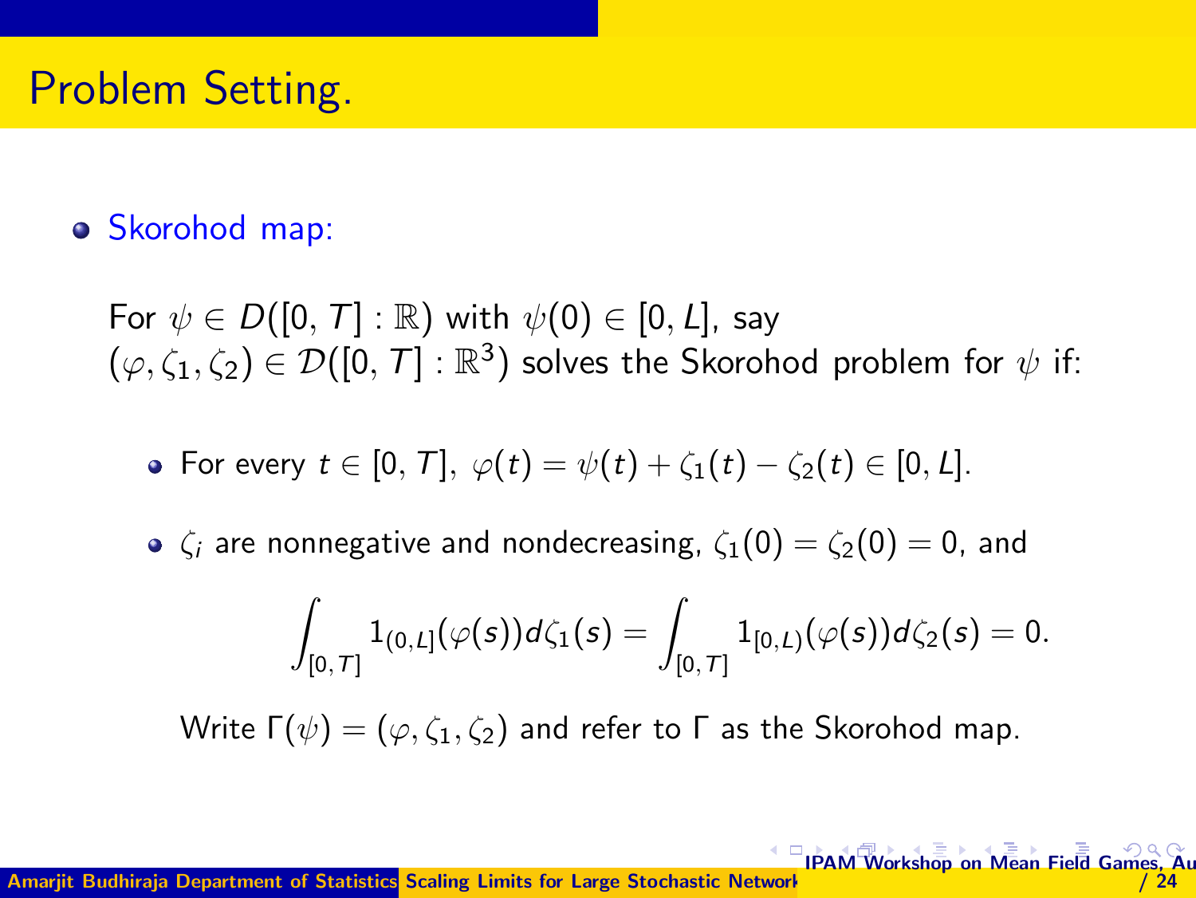# Problem Setting.

- Skorohod map:

  For $\psi \in D([0, T] : \mathbb{R})$ with $\psi(0) \in [0, L]$, say $(\varphi, \zeta_1, \zeta_2) \in \mathcal{D}([0, T] : \mathbb{R}^3)$ solves the Skorohod problem for $\psi$ if:

  - For every $t \in [0, T]$, $\varphi(t) = \psi(t) + \zeta_1(t) - \zeta_2(t) \in [0, L]$.
  - $\zeta_i$ are nonnegative and nondecreasing, $\zeta_1(0) = \zeta_2(0) = 0$, and

  $$\int_{[0,T]} 1_{(0,L]}(\varphi(s)) d\zeta_1(s) = \int_{[0,T]} 1_{[0,L)}(\varphi(s)) d\zeta_2(s) = 0.$$

  Write $\Gamma(\psi) = (\varphi, \zeta_1, \zeta_2)$ and refer to $\Gamma$ as the Skorohod map.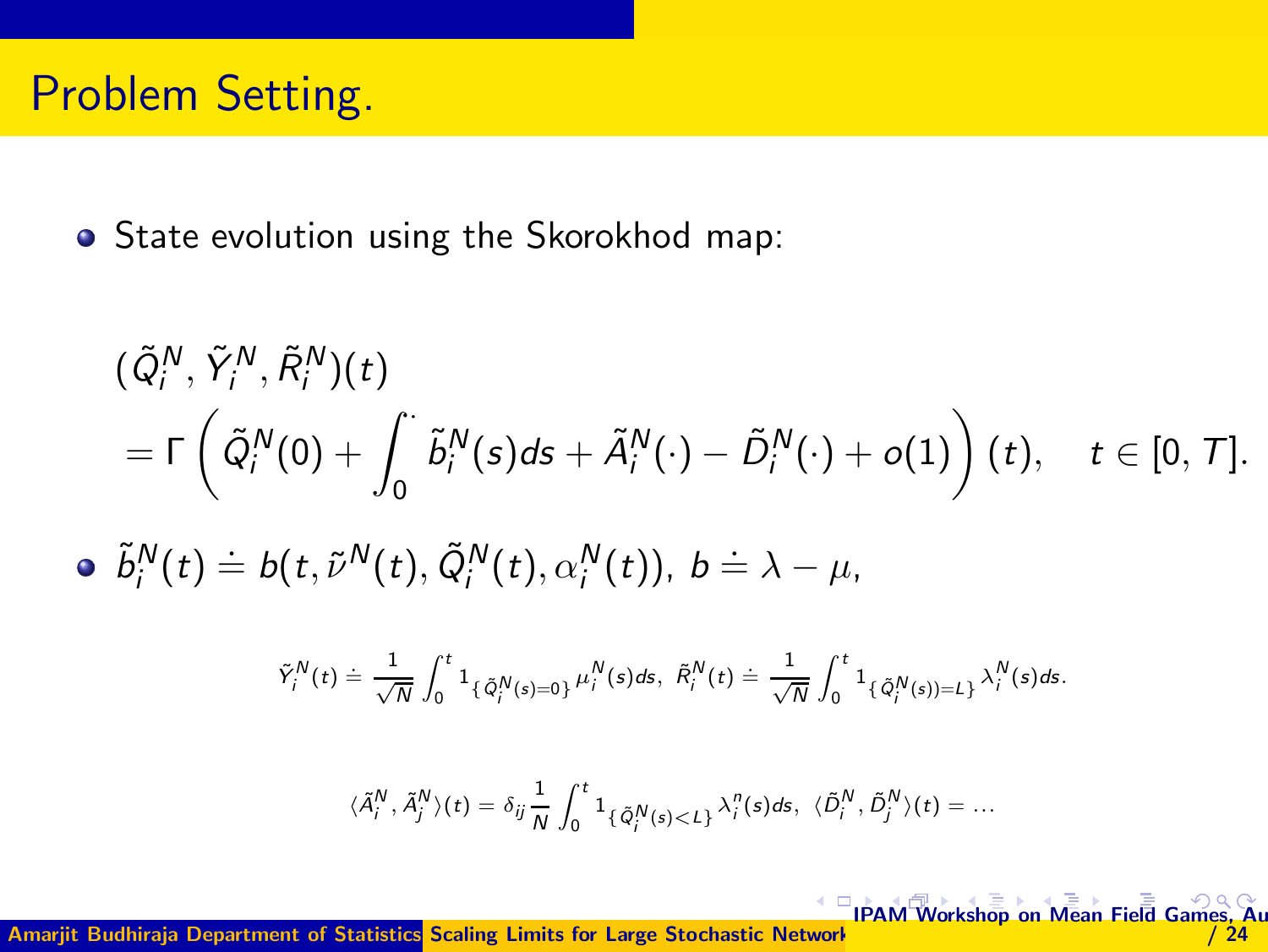# Problem Setting.

- State evolution using the Skorokhod map:

$$
\begin{aligned}
&(\tilde{Q}_i^N, \tilde{Y}_i^N, \tilde{R}_i^N)(t) \\
&= \Gamma\left(\tilde{Q}_i^N(0) + \int_0^{\cdot} \tilde{b}_i^N(s)ds + \tilde{A}_i^N(\cdot) - \tilde{D}_i^N(\cdot) + o(1)\right)(t), \quad t \in [0, T].
\end{aligned}
$$

- $\tilde{b}_i^N(t) \doteq b(t, \tilde{\nu}^N(t), \tilde{Q}_i^N(t), \alpha_i^N(t))$, $b \doteq \lambda - \mu$,

$$
\tilde{Y}_i^N(t) \doteq \frac{1}{\sqrt{N}} \int_0^t 1_{\{\tilde{Q}_i^N(s)=0\}} \mu_i^N(s)ds, \;\; \tilde{R}_i^N(t) \doteq \frac{1}{\sqrt{N}} \int_0^t 1_{\{\tilde{Q}_i^N(s))=L\}} \lambda_i^N(s)ds.
$$

$$
\langle \tilde{A}_i^N, \tilde{A}_j^N \rangle(t) = \delta_{ij} \frac{1}{N} \int_0^t 1_{\{\tilde{Q}_i^N(s)<L\}} \lambda_i^n(s)ds, \;\; \langle \tilde{D}_i^N, \tilde{D}_j^N \rangle(t) = \ldots
$$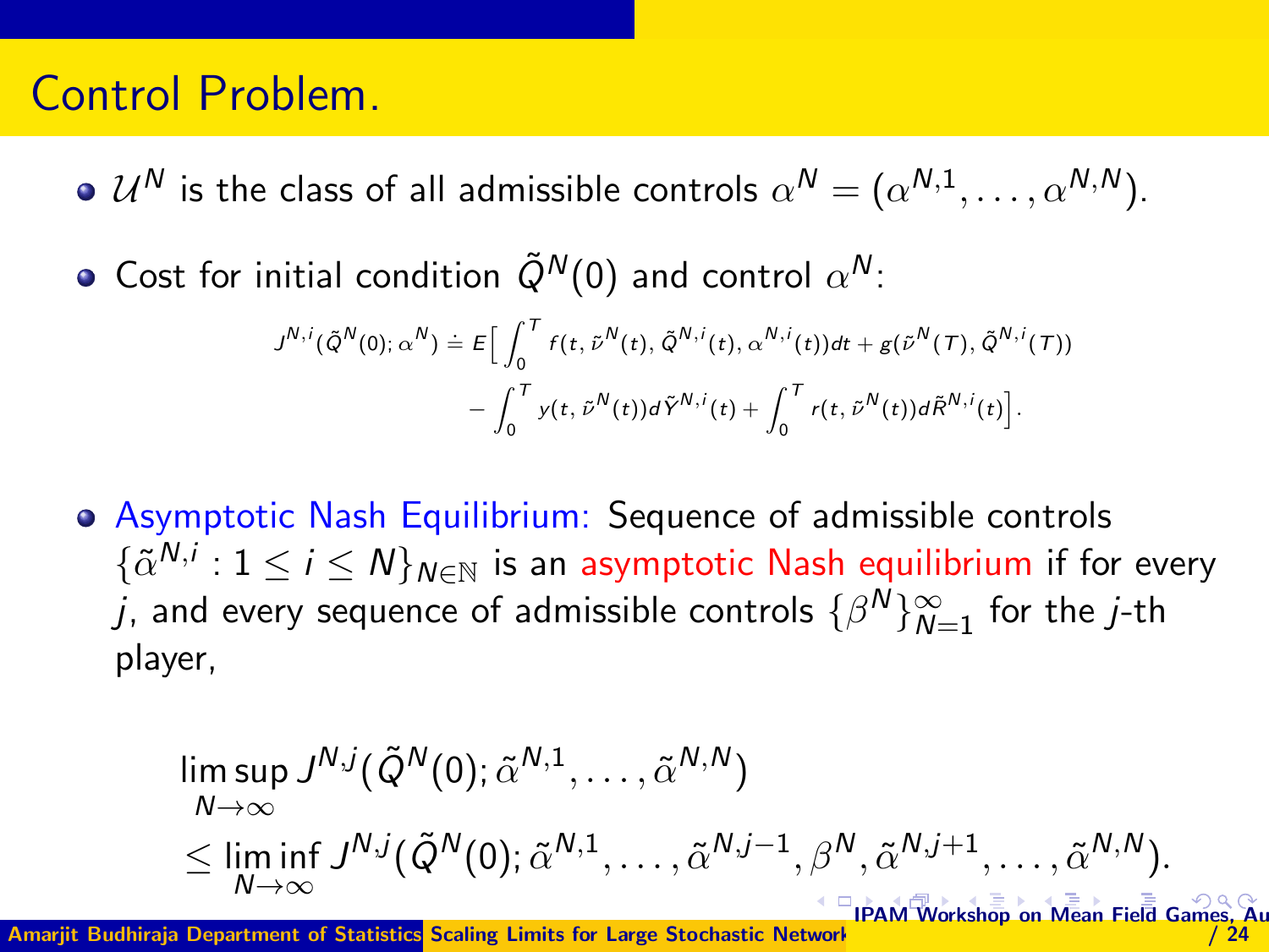# Control Problem.

- $\mathcal{U}^N$ is the class of all admissible controls $\alpha^N = (\alpha^{N,1}, \ldots, \alpha^{N,N})$.
- Cost for initial condition $\tilde{Q}^N(0)$ and control $\alpha^N$:

$$J^{N,i}(\tilde{Q}^N(0); \alpha^N) \doteq E\Big[\int_0^T f(t, \tilde{\nu}^N(t), \tilde{Q}^{N,i}(t), \alpha^{N,i}(t))dt + g(\tilde{\nu}^N(T), \tilde{Q}^{N,i}(T)) \\ - \int_0^T y(t, \tilde{\nu}^N(t))d\tilde{Y}^{N,i}(t) + \int_0^T r(t, \tilde{\nu}^N(t))d\tilde{R}^{N,i}(t)\Big].$$

- Asymptotic Nash Equilibrium: Sequence of admissible controls $\{\tilde{\alpha}^{N,i} : 1 \leq i \leq N\}_{N \in \mathbb{N}}$ is an asymptotic Nash equilibrium if for every $j$, and every sequence of admissible controls $\{\beta^N\}_{N=1}^\infty$ for the $j$-th player,

$$\limsup_{N\to\infty} J^{N,j}(\tilde{Q}^N(0); \tilde{\alpha}^{N,1}, \ldots, \tilde{\alpha}^{N,N}) \\ \leq \liminf_{N\to\infty} J^{N,j}(\tilde{Q}^N(0); \tilde{\alpha}^{N,1}, \ldots, \tilde{\alpha}^{N,j-1}, \beta^N, \tilde{\alpha}^{N,j+1}, \ldots, \tilde{\alpha}^{N,N}).$$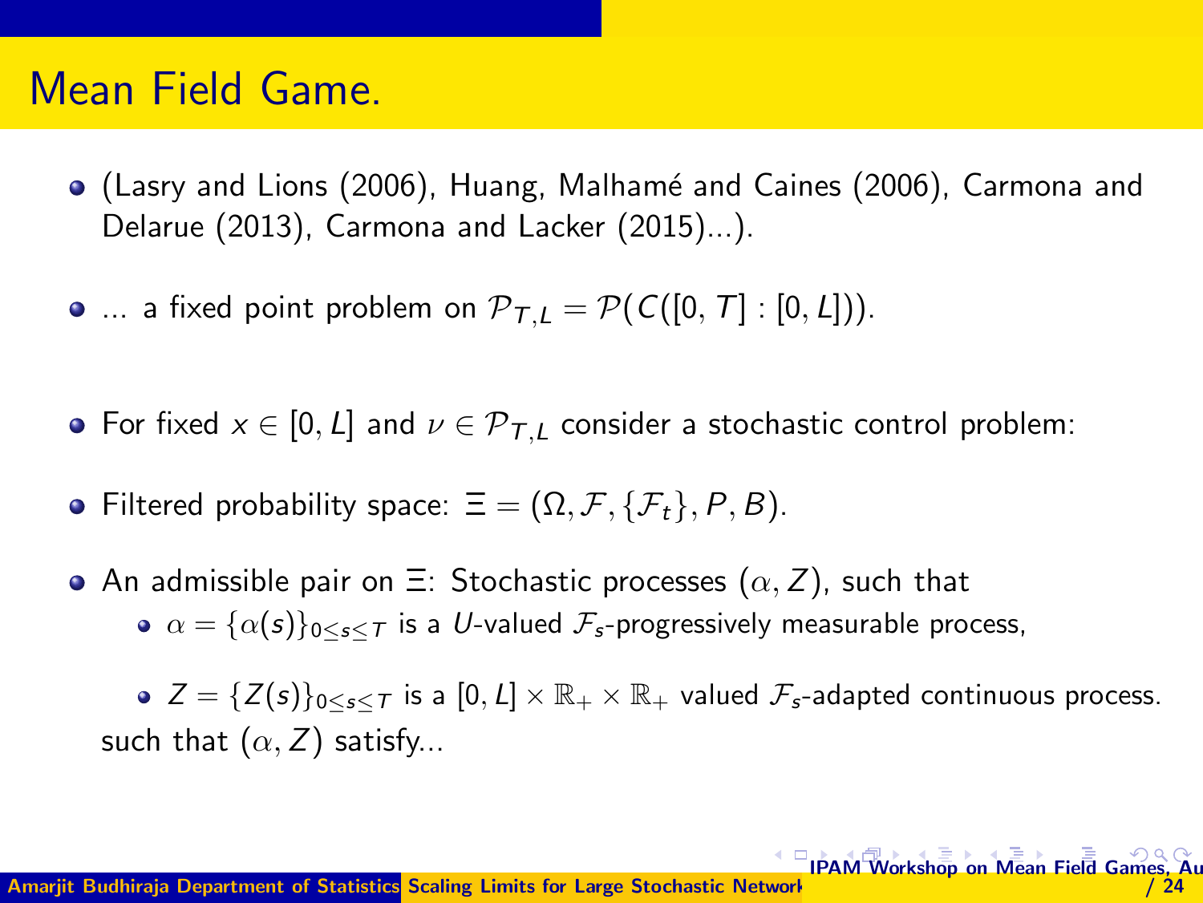# Mean Field Game.

- (Lasry and Lions (2006), Huang, Malhamé and Caines (2006), Carmona and Delarue (2013), Carmona and Lacker (2015)...).
- ... a fixed point problem on $\mathcal{P}_{T,L} = \mathcal{P}(C([0,T] : [0,L]))$.
- For fixed $x \in [0, L]$ and $\nu \in \mathcal{P}_{T,L}$ consider a stochastic control problem:
- Filtered probability space: $\Xi = (\Omega, \mathcal{F}, \{\mathcal{F}_t\}, P, B)$.
- An admissible pair on $\Xi$: Stochastic processes $(\alpha, Z)$, such that
  - $\alpha = \{\alpha(s)\}_{0 \le s \le T}$ is a $U$-valued $\mathcal{F}_s$-progressively measurable process,
  - $Z = \{Z(s)\}_{0 \le s \le T}$ is a $[0, L] \times \mathbb{R}_+ \times \mathbb{R}_+$ valued $\mathcal{F}_s$-adapted continuous process.

  such that $(\alpha, Z)$ satisfy...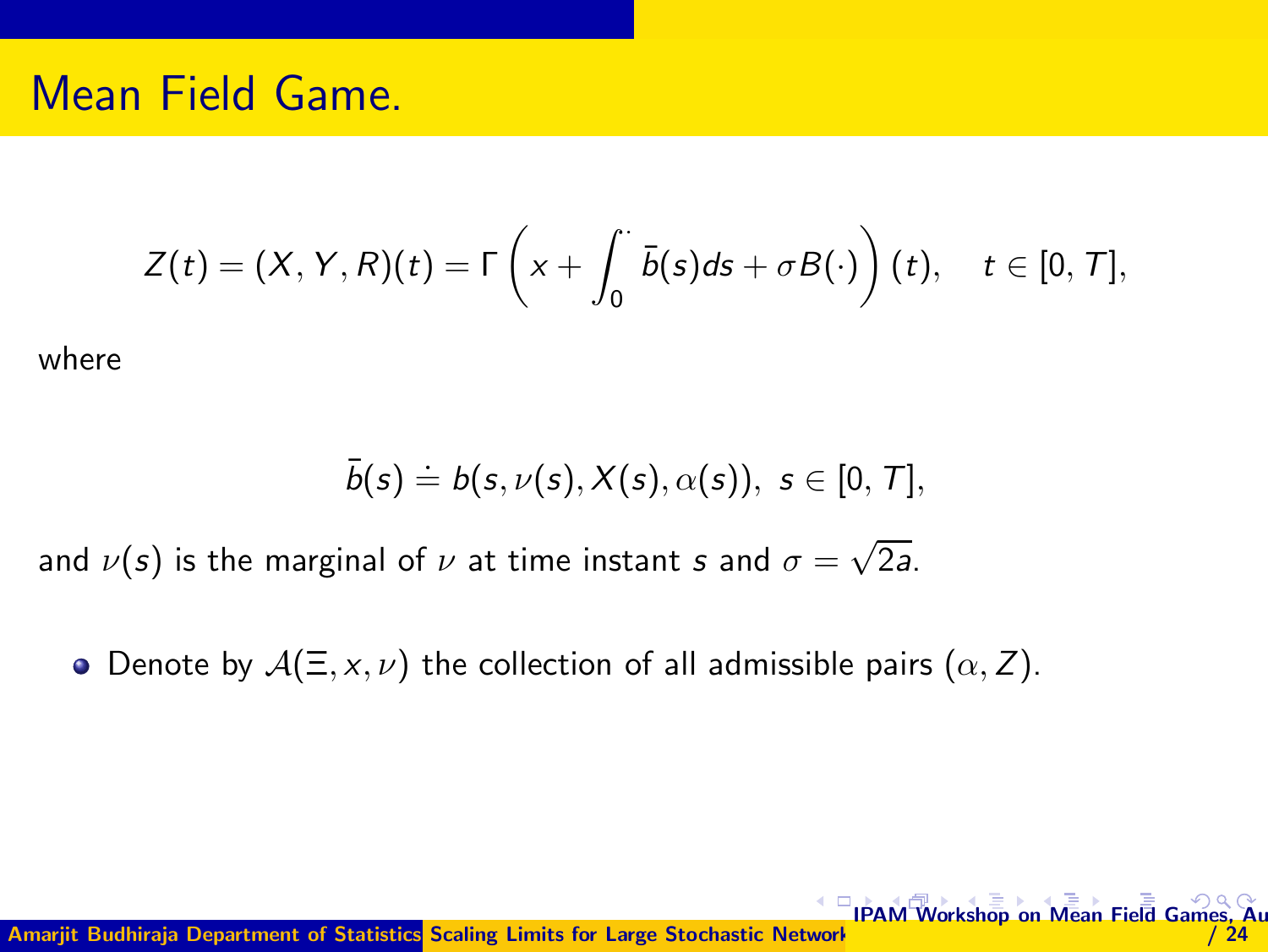# Mean Field Game.

$$Z(t) = (X, Y, R)(t) = \Gamma \left( x + \int_0^{\cdot} \bar{b}(s) ds + \sigma B(\cdot) \right)(t), \quad t \in [0, T],$$

where

$$\bar{b}(s) \doteq b(s, \nu(s), X(s), \alpha(s)), \; s \in [0, T],$$

and $\nu(s)$ is the marginal of $\nu$ at time instant $s$ and $\sigma = \sqrt{2a}$.

- Denote by $\mathcal{A}(\Xi, x, \nu)$ the collection of all admissible pairs $(\alpha, Z)$.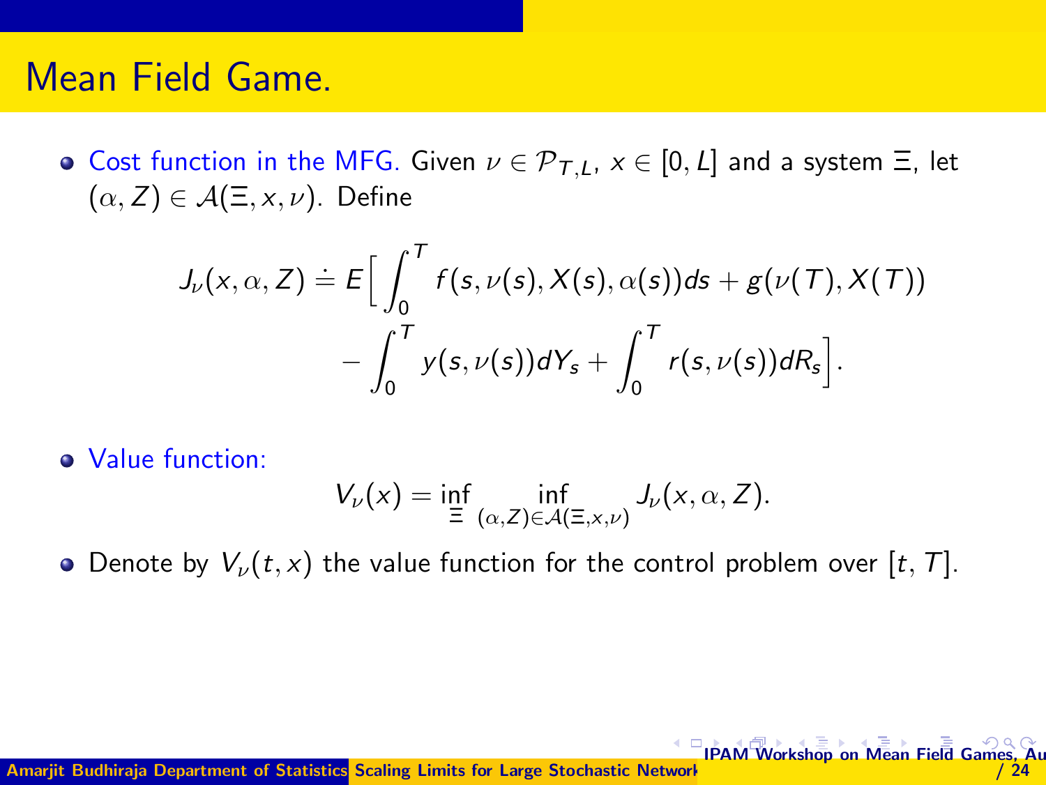# Mean Field Game.

- Cost function in the MFG. Given $\nu \in \mathcal{P}_{T,L}$, $x \in [0, L]$ and a system $\Xi$, let $(\alpha, Z) \in \mathcal{A}(\Xi, x, \nu)$. Define

$$J_\nu(x, \alpha, Z) \doteq E\Big[\int_0^T f(s, \nu(s), X(s), \alpha(s))ds + g(\nu(T), X(T)) \\ - \int_0^T y(s, \nu(s))dY_s + \int_0^T r(s, \nu(s))dR_s\Big].$$

- Value function:

$$V_\nu(x) = \inf_{\Xi} \inf_{(\alpha, Z) \in \mathcal{A}(\Xi, x, \nu)} J_\nu(x, \alpha, Z).$$

- Denote by $V_\nu(t, x)$ the value function for the control problem over $[t, T]$.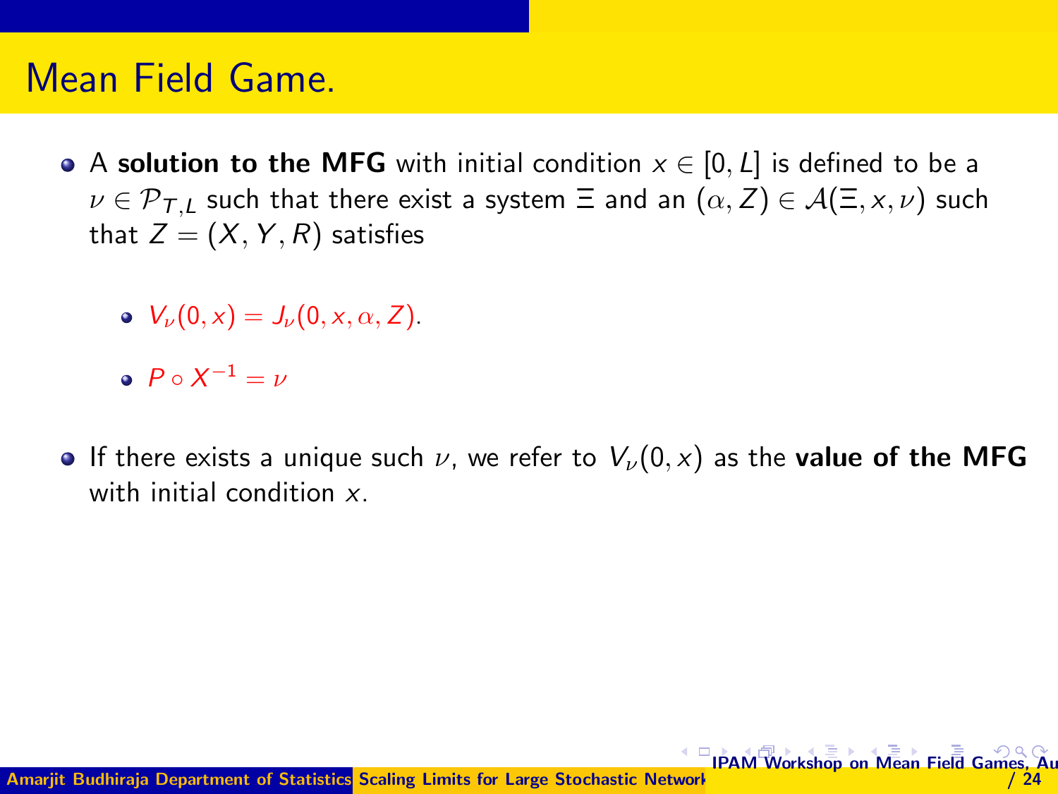# Mean Field Game.

- A **solution to the MFG** with initial condition $x \in [0, L]$ is defined to be a $\nu \in \mathcal{P}_{T,L}$ such that there exist a system $\Xi$ and an $(\alpha, Z) \in \mathcal{A}(\Xi, x, \nu)$ such that $Z = (X, Y, R)$ satisfies

  - $V_\nu(0, x) = J_\nu(0, x, \alpha, Z)$.
  - $P \circ X^{-1} = \nu$

- If there exists a unique such $\nu$, we refer to $V_\nu(0, x)$ as the **value of the MFG** with initial condition $x$.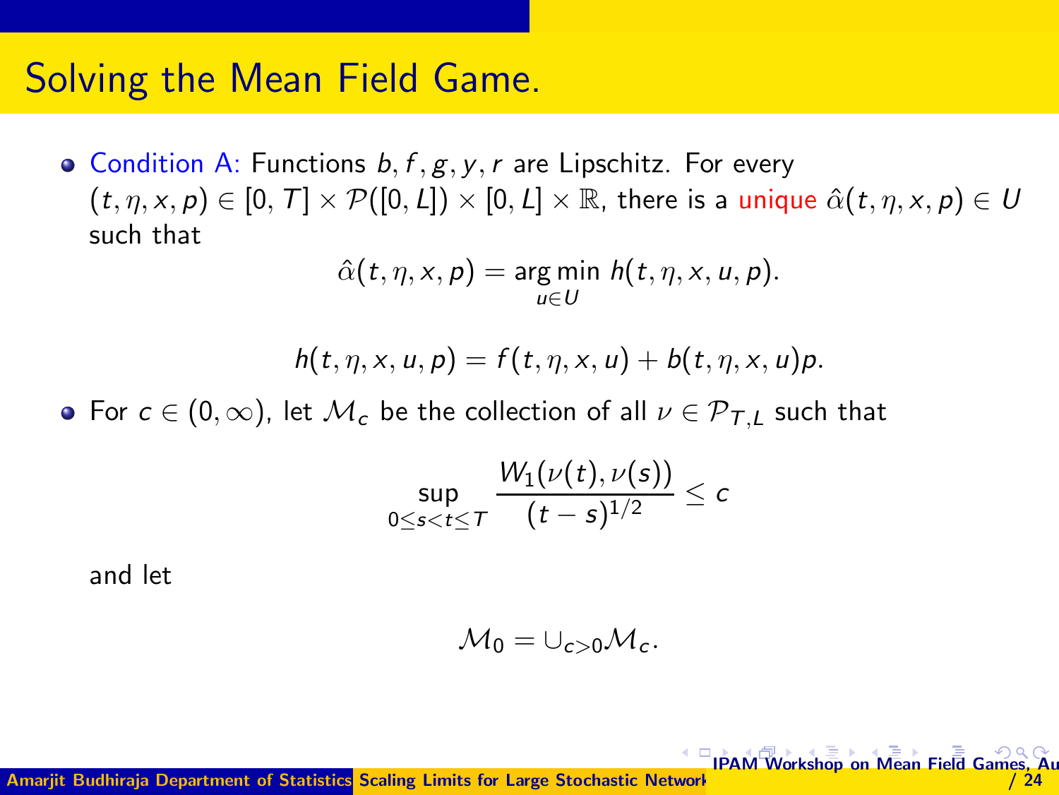# Solving the Mean Field Game.

- Condition A: Functions $b, f, g, y, r$ are Lipschitz. For every $(t, \eta, x, p) \in [0, T] \times \mathcal{P}([0, L]) \times [0, L] \times \mathbb{R}$, there is a unique $\hat{\alpha}(t, \eta, x, p) \in U$ such that

$$\hat{\alpha}(t, \eta, x, p) = \arg\min_{u \in U} h(t, \eta, x, u, p).$$

$$h(t, \eta, x, u, p) = f(t, \eta, x, u) + b(t, \eta, x, u)p.$$

- For $c \in (0, \infty)$, let $\mathcal{M}_c$ be the collection of all $\nu \in \mathcal{P}_{T,L}$ such that

$$\sup_{0 \leq s < t \leq T} \frac{W_1(\nu(t), \nu(s))}{(t - s)^{1/2}} \leq c$$

  and let

$$\mathcal{M}_0 = \cup_{c > 0} \mathcal{M}_c.$$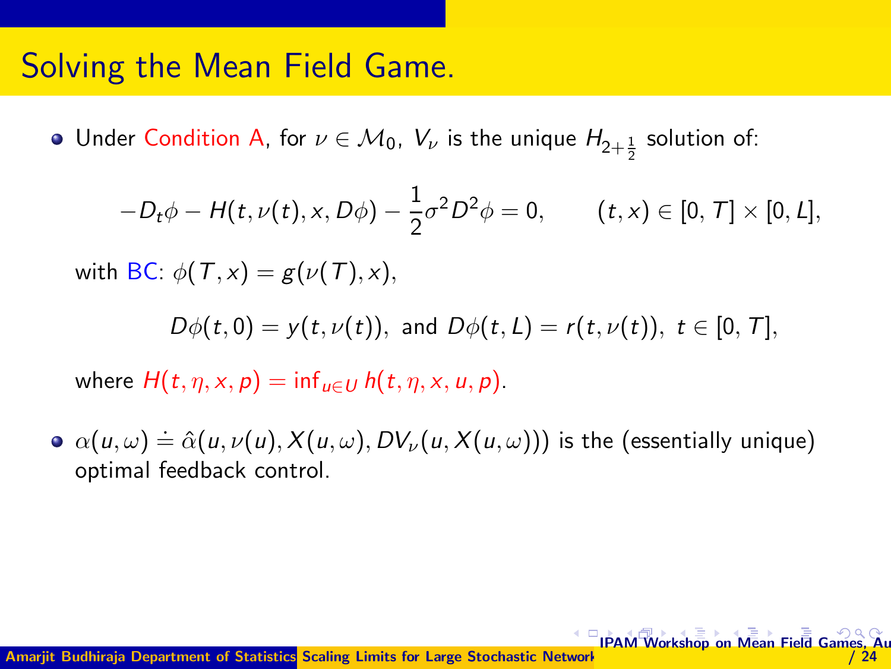# Solving the Mean Field Game.

- Under Condition A, for $\nu \in \mathcal{M}_0$, $V_\nu$ is the unique $H_{2+\frac{1}{2}}$ solution of:

$$-D_t\phi - H(t, \nu(t), x, D\phi) - \frac{1}{2}\sigma^2 D^2\phi = 0, \qquad (t, x) \in [0, T] \times [0, L],$$

  with BC: $\phi(T, x) = g(\nu(T), x)$,

$$D\phi(t, 0) = y(t, \nu(t)), \text{ and } D\phi(t, L) = r(t, \nu(t)), \ t \in [0, T],$$

  where $H(t, \eta, x, p) = \inf_{u \in U} h(t, \eta, x, u, p)$.

- $\alpha(u, \omega) \doteq \hat{\alpha}(u, \nu(u), X(u, \omega), DV_\nu(u, X(u, \omega)))$ is the (essentially unique) optimal feedback control.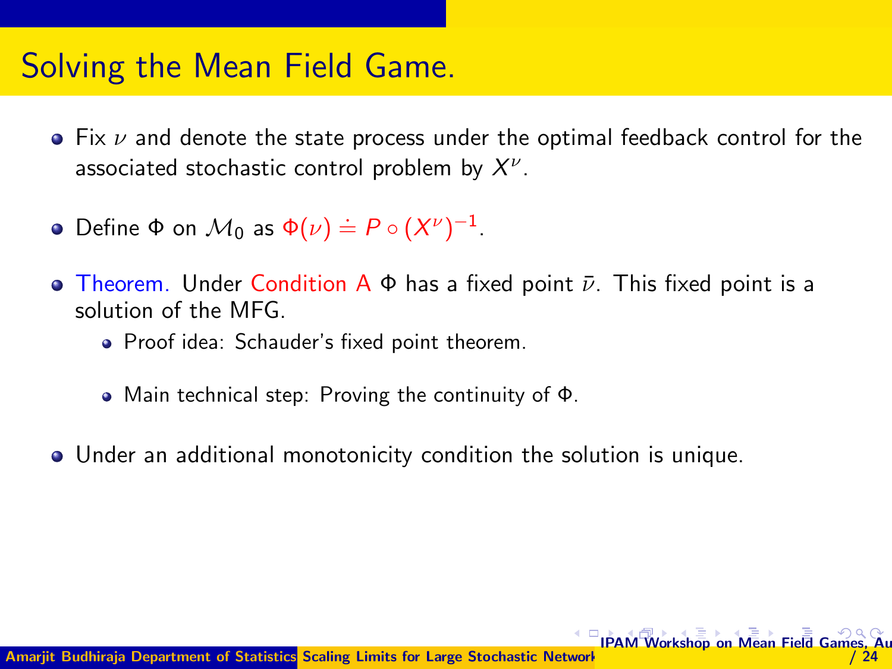# Solving the Mean Field Game.

- Fix $\nu$ and denote the state process under the optimal feedback control for the associated stochastic control problem by $X^{\nu}$.
- Define $\Phi$ on $\mathcal{M}_0$ as $\Phi(\nu) \doteq P \circ (X^{\nu})^{-1}$.
- Theorem. Under Condition A $\Phi$ has a fixed point $\bar{\nu}$. This fixed point is a solution of the MFG.
  - Proof idea: Schauder's fixed point theorem.
  - Main technical step: Proving the continuity of $\Phi$.
- Under an additional monotonicity condition the solution is unique.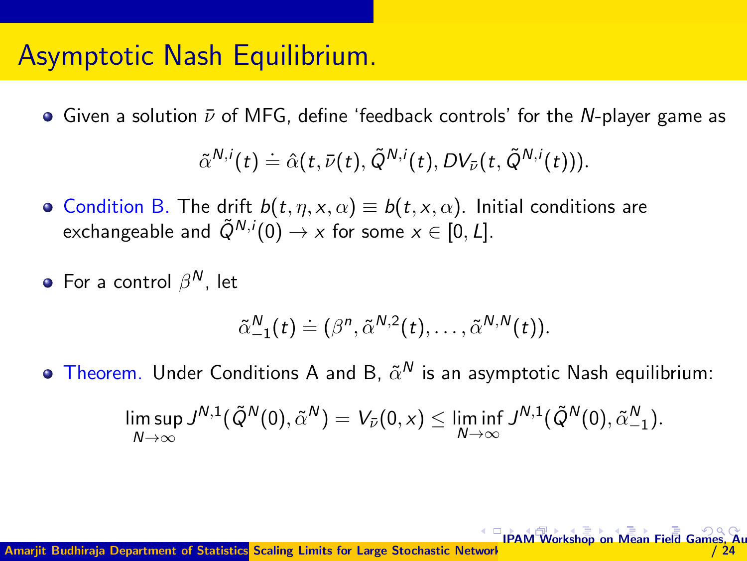# Asymptotic Nash Equilibrium.

- Given a solution $\bar{\nu}$ of MFG, define 'feedback controls' for the $N$-player game as

$$\tilde{\alpha}^{N,i}(t) \doteq \hat{\alpha}(t, \bar{\nu}(t), \tilde{Q}^{N,i}(t), DV_{\bar{\nu}}(t, \tilde{Q}^{N,i}(t))).$$

- Condition B. The drift $b(t, \eta, x, \alpha) \equiv b(t, x, \alpha)$. Initial conditions are exchangeable and $\tilde{Q}^{N,i}(0) \to x$ for some $x \in [0, L]$.

- For a control $\beta^N$, let

$$\tilde{\alpha}^N_{-1}(t) \doteq (\beta^n, \tilde{\alpha}^{N,2}(t), \dots, \tilde{\alpha}^{N,N}(t)).$$

- Theorem. Under Conditions A and B, $\tilde{\alpha}^N$ is an asymptotic Nash equilibrium:

$$\limsup_{N\to\infty} J^{N,1}(\tilde{Q}^N(0), \tilde{\alpha}^N) = V_{\bar{\nu}}(0, x) \leq \liminf_{N\to\infty} J^{N,1}(\tilde{Q}^N(0), \tilde{\alpha}^N_{-1}).$$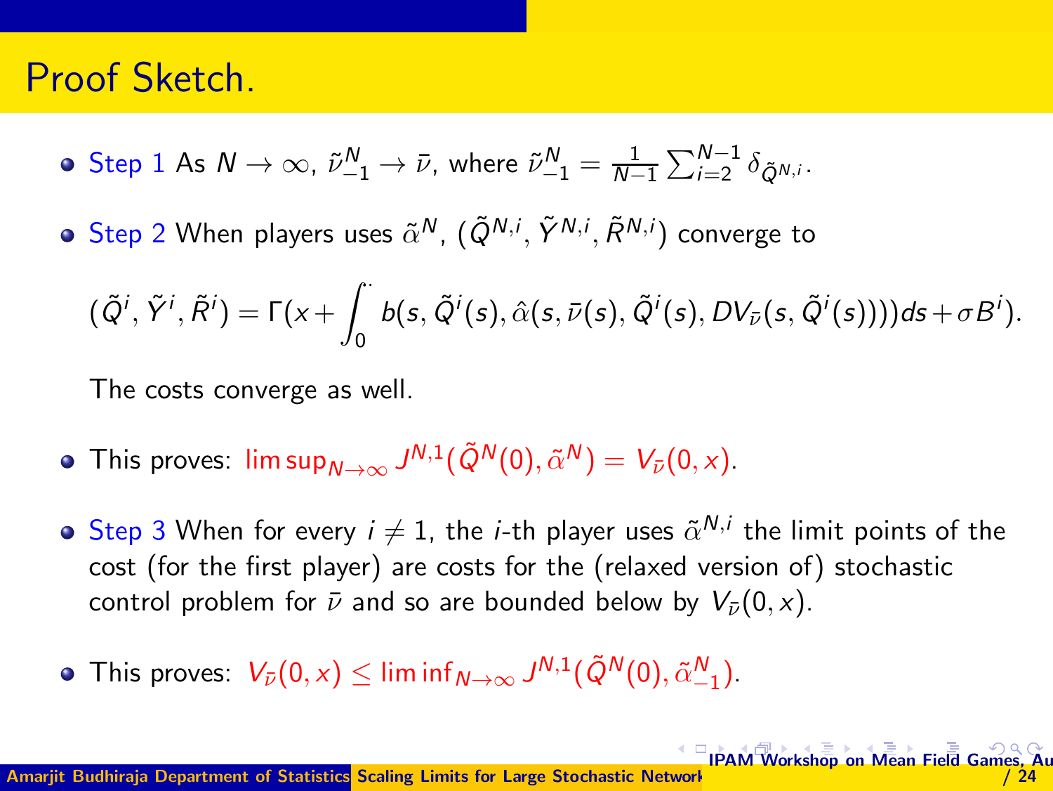# Proof Sketch.

- Step 1 As $N \to \infty$, $\tilde{\nu}^N_{-1} \to \bar{\nu}$, where $\tilde{\nu}^N_{-1} = \frac{1}{N-1}\sum_{i=2}^{N-1} \delta_{\tilde{Q}^{N,i}}$.

- Step 2 When players uses $\tilde{\alpha}^N$, $(\tilde{Q}^{N,i}, \tilde{Y}^{N,i}, \tilde{R}^{N,i})$ converge to

  $$(\tilde{Q}^i, \tilde{Y}^i, \tilde{R}^i) = \Gamma(x + \int_0^{\cdot} b(s, \tilde{Q}^i(s), \hat{\alpha}(s, \bar{\nu}(s), \tilde{Q}^i(s), DV_{\bar{\nu}}(s, \tilde{Q}^i(s))))ds + \sigma B^i).$$

  The costs converge as well.

- This proves: $\limsup_{N\to\infty} J^{N,1}(\tilde{Q}^N(0), \tilde{\alpha}^N) = V_{\bar{\nu}}(0, x)$.

- Step 3 When for every $i \neq 1$, the $i$-th player uses $\tilde{\alpha}^{N,i}$ the limit points of the cost (for the first player) are costs for the (relaxed version of) stochastic control problem for $\bar{\nu}$ and so are bounded below by $V_{\bar{\nu}}(0, x)$.

- This proves: $V_{\bar{\nu}}(0, x) \le \liminf_{N\to\infty} J^{N,1}(\tilde{Q}^N(0), \tilde{\alpha}^N_{-1})$.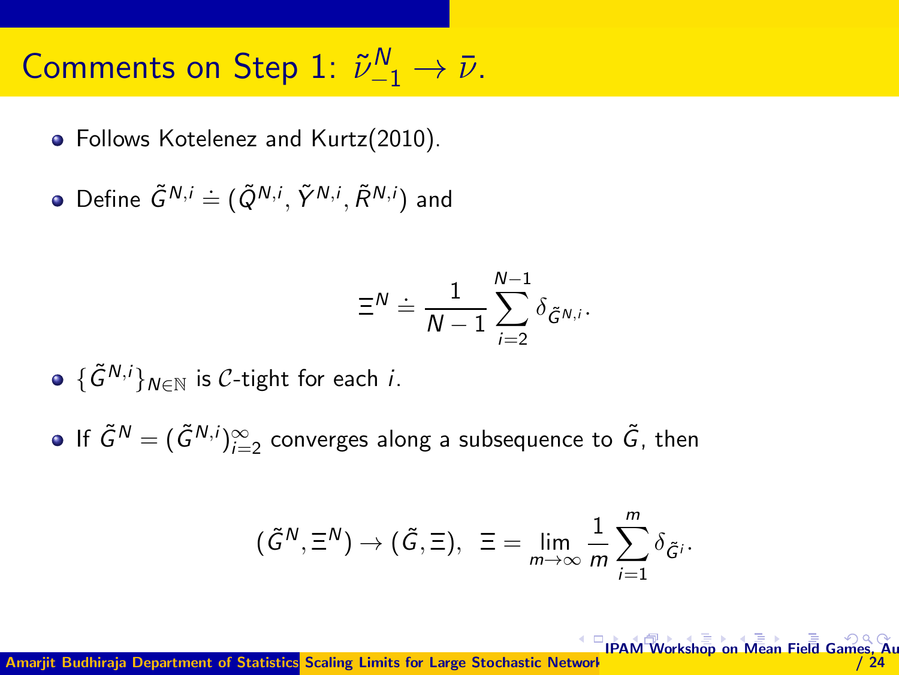# Comments on Step 1: $\tilde{\nu}^N_{-1} \to \bar{\nu}$.

- Follows Kotelenez and Kurtz(2010).
- Define $\tilde{G}^{N,i} \doteq (\tilde{Q}^{N,i}, \tilde{Y}^{N,i}, \tilde{R}^{N,i})$ and

$$\Xi^N \doteq \frac{1}{N-1} \sum_{i=2}^{N-1} \delta_{\tilde{G}^{N,i}}.$$

- $\{\tilde{G}^{N,i}\}_{N \in \mathbb{N}}$ is $\mathcal{C}$-tight for each $i$.
- If $\tilde{G}^N = (\tilde{G}^{N,i})_{i=2}^{\infty}$ converges along a subsequence to $\tilde{G}$, then

$$(\tilde{G}^N, \Xi^N) \to (\tilde{G}, \Xi), \;\; \Xi = \lim_{m \to \infty} \frac{1}{m} \sum_{i=1}^{m} \delta_{\tilde{G}^i}.$$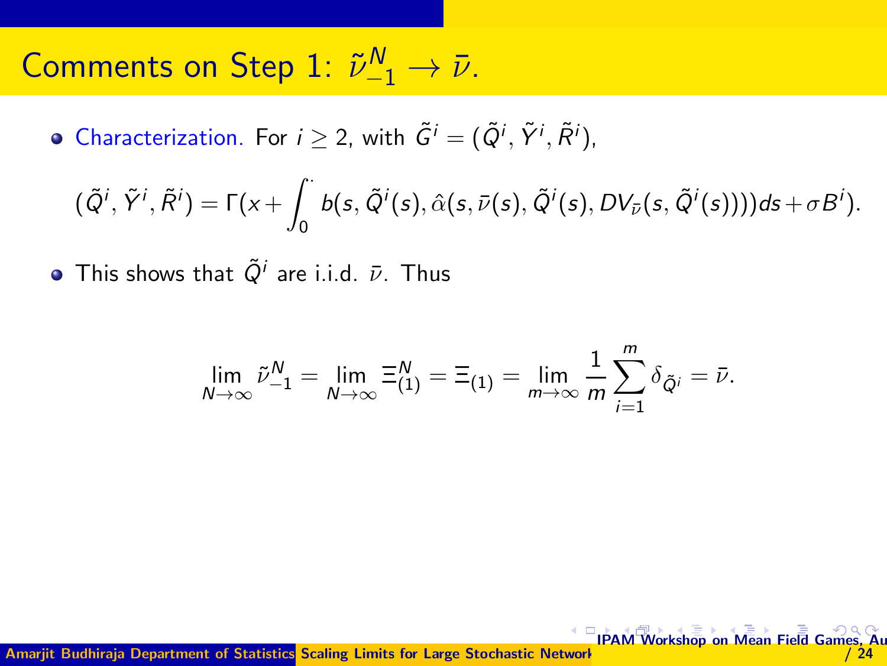# Comments on Step 1: $\tilde{\nu}^N_{-1} \to \bar{\nu}$.

- Characterization. For $i \geq 2$, with $\tilde{G}^i = (\tilde{Q}^i, \tilde{Y}^i, \tilde{R}^i)$,

$$(\tilde{Q}^i, \tilde{Y}^i, \tilde{R}^i) = \Gamma(x + \int_0^{\cdot} b(s, \tilde{Q}^i(s), \hat{\alpha}(s, \bar{\nu}(s), \tilde{Q}^i(s), DV_{\bar{\nu}}(s, \tilde{Q}^i(s))))ds + \sigma B^i).$$

- This shows that $\tilde{Q}^i$ are i.i.d. $\bar{\nu}$. Thus

$$\lim_{N\to\infty} \tilde{\nu}^N_{-1} = \lim_{N\to\infty} \Xi^N_{(1)} = \Xi_{(1)} = \lim_{m\to\infty} \frac{1}{m} \sum_{i=1}^{m} \delta_{\tilde{Q}^i} = \bar{\nu}.$$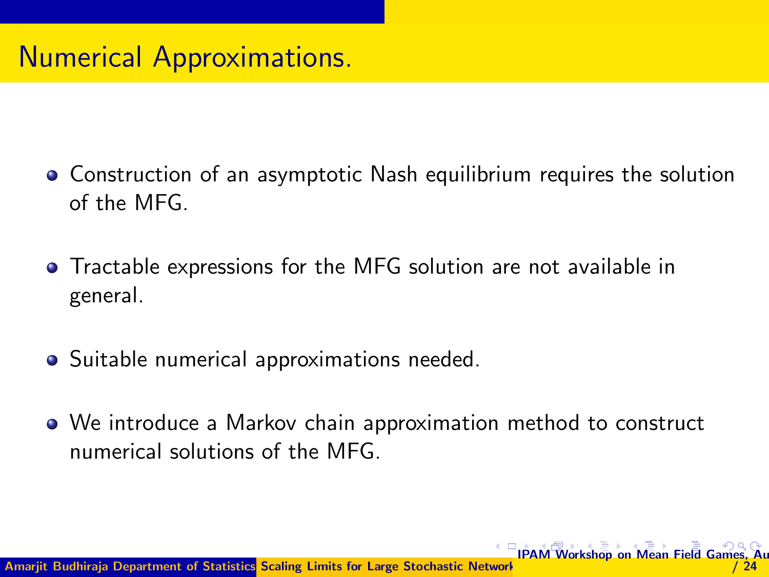# Numerical Approximations.

- Construction of an asymptotic Nash equilibrium requires the solution of the MFG.
- Tractable expressions for the MFG solution are not available in general.
- Suitable numerical approximations needed.
- We introduce a Markov chain approximation method to construct numerical solutions of the MFG.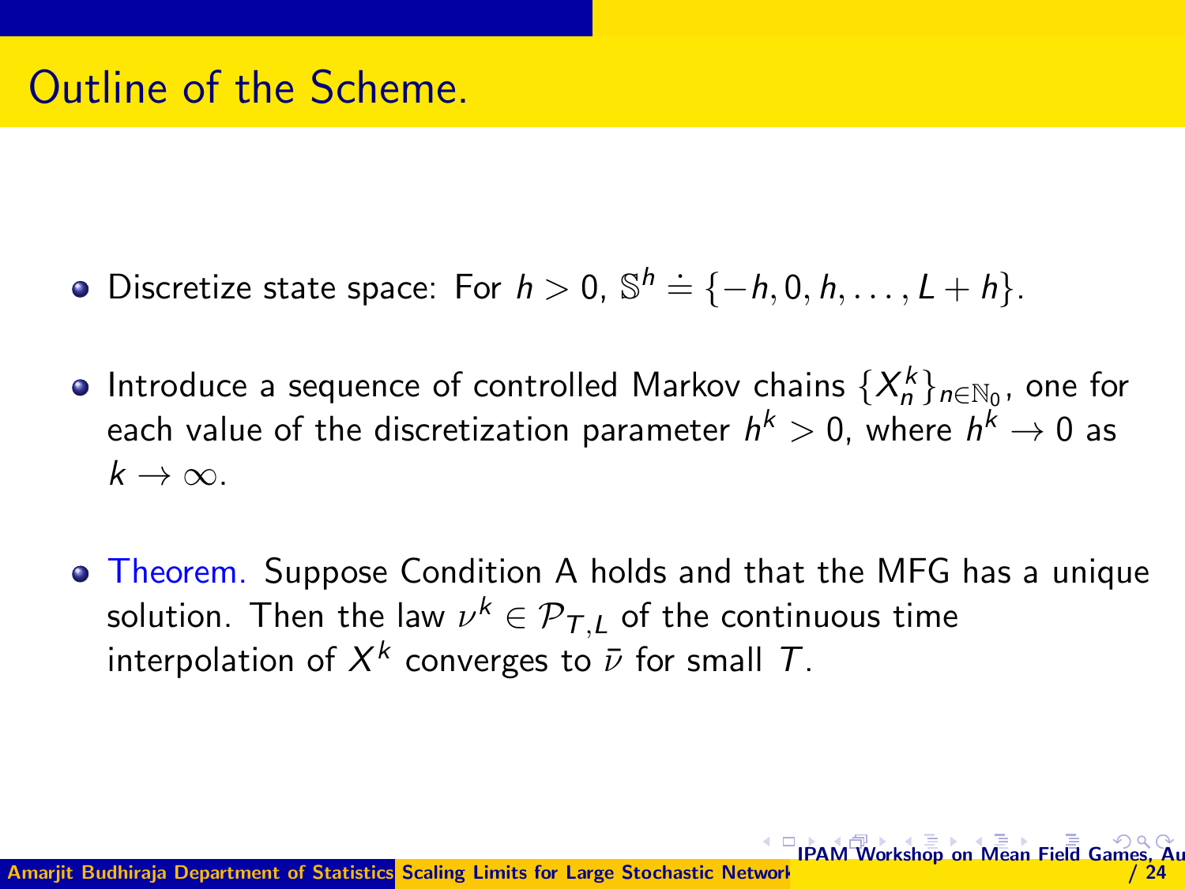# Outline of the Scheme.

- Discretize state space: For $h > 0$, $\mathbb{S}^h \doteq \{-h, 0, h, \ldots, L + h\}$.
- Introduce a sequence of controlled Markov chains $\{X_n^k\}_{n \in \mathbb{N}_0}$, one for each value of the discretization parameter $h^k > 0$, where $h^k \to 0$ as $k \to \infty$.
- Theorem. Suppose Condition A holds and that the MFG has a unique solution. Then the law $\nu^k \in \mathcal{P}_{T,L}$ of the continuous time interpolation of $X^k$ converges to $\bar{\nu}$ for small $T$.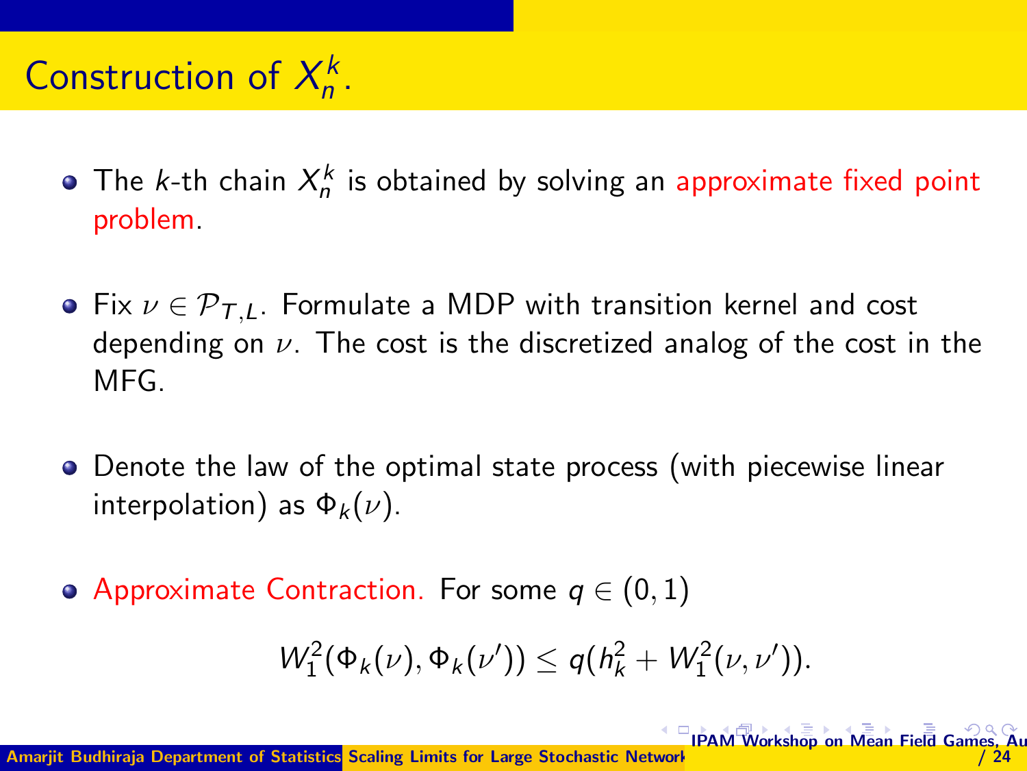# Construction of $X_n^k$.

- The $k$-th chain $X_n^k$ is obtained by solving an approximate fixed point problem.

- Fix $\nu \in \mathcal{P}_{T,L}$. Formulate a MDP with transition kernel and cost depending on $\nu$. The cost is the discretized analog of the cost in the MFG.

- Denote the law of the optimal state process (with piecewise linear interpolation) as $\Phi_k(\nu)$.

- Approximate Contraction. For some $q \in (0,1)$

$$W_1^2(\Phi_k(\nu), \Phi_k(\nu')) \leq q(h_k^2 + W_1^2(\nu, \nu')).$$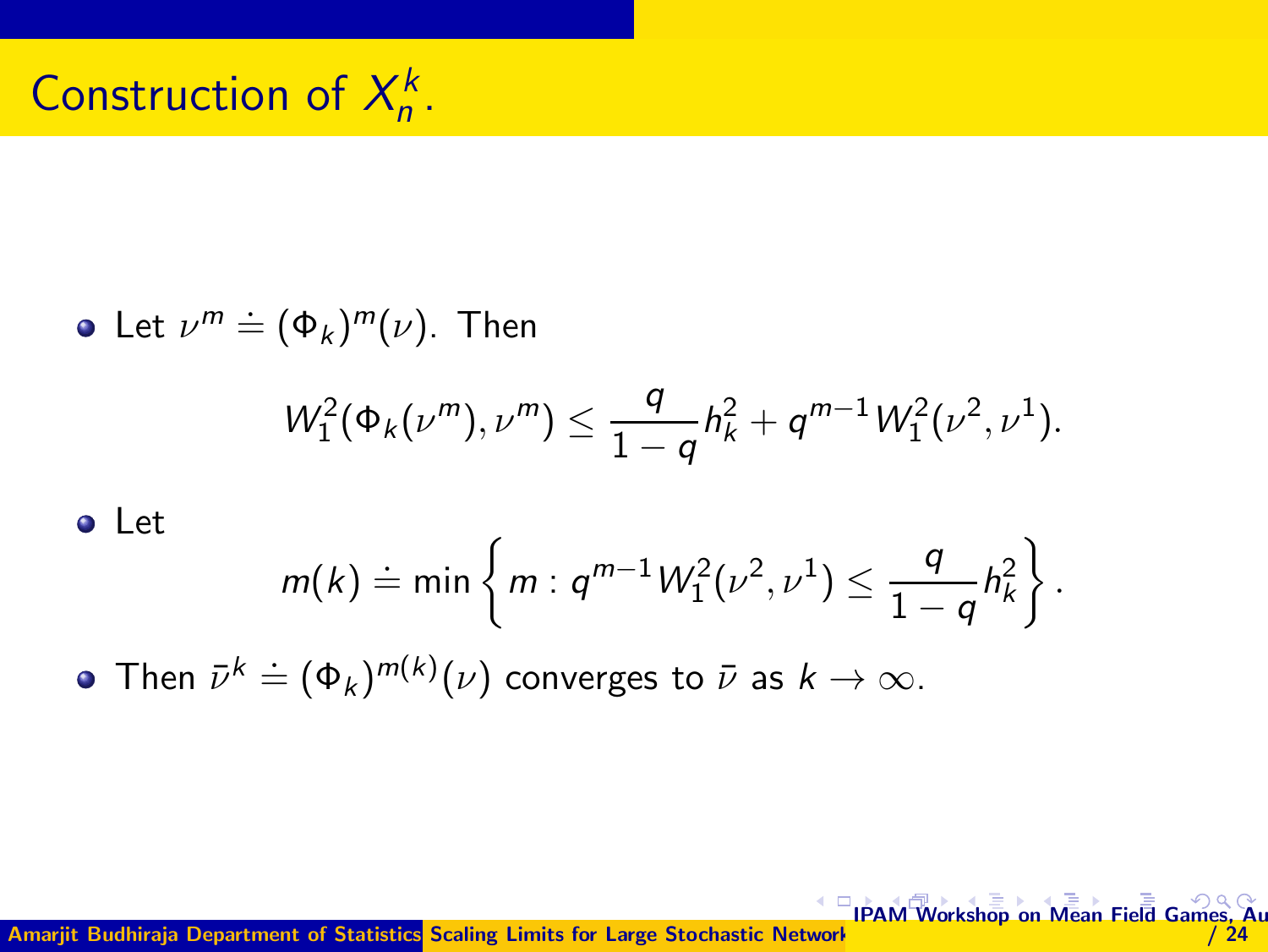# Construction of $X_n^k$.

- Let $\nu^m \doteq (\Phi_k)^m(\nu)$. Then

$$W_1^2(\Phi_k(\nu^m), \nu^m) \leq \frac{q}{1-q} h_k^2 + q^{m-1} W_1^2(\nu^2, \nu^1).$$

- Let

$$m(k) \doteq \min \left\{ m : q^{m-1} W_1^2(\nu^2, \nu^1) \leq \frac{q}{1-q} h_k^2 \right\}.$$

- Then $\bar{\nu}^k \doteq (\Phi_k)^{m(k)}(\nu)$ converges to $\bar{\nu}$ as $k \to \infty$.